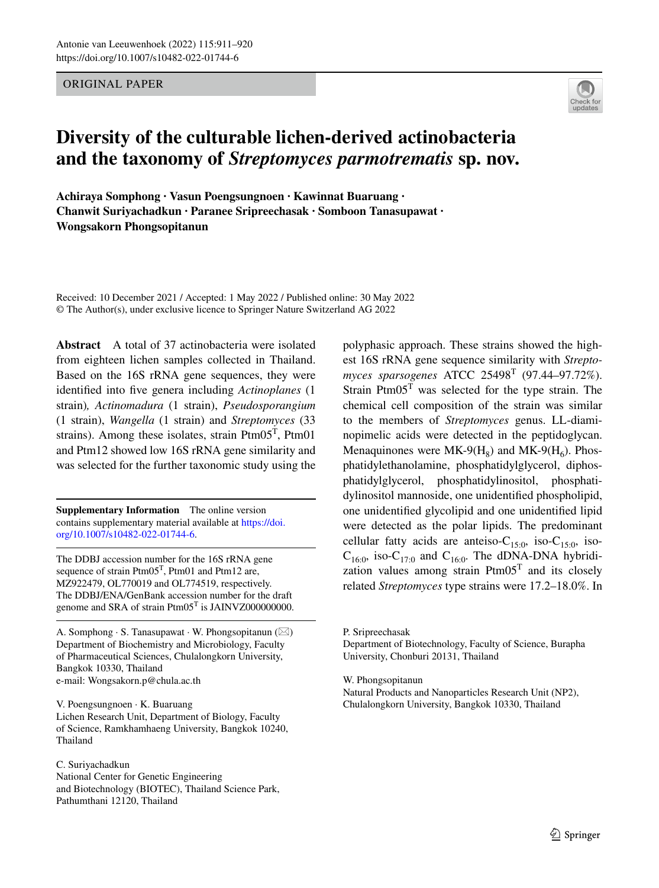ORIGINAL PAPER

# Diversity of the culturable lichen-derived actinobacteria and the taxonomy of *Streptomyces parmotrematis* sp. nov.

**Achiraya Somphong · Vasun Poengsungnoen · Kawinnat Buaruang · Chanwit Suriyachadkun · Paranee Sripreechasak · Somboon Tanasupawat · Wongsakorn Phongsopitanun**

Received: 10 December 2021 / Accepted: 1 May 2022 / Published online: 30 May 2022
© The Author(s), under exclusive licence to Springer Nature Switzerland AG 2022

**Abstract** A total of 37 actinobacteria were isolated from eighteen lichen samples collected in Thailand. Based on the 16S rRNA gene sequences, they were identified into five genera including *Actinoplanes* (1 strain), *Actinomadura* (1 strain), *Pseudosporangium* (1 strain), *Wangella* (1 strain) and *Streptomyces* (33 strains). Among these isolates, strain Ptm05$^T$, Ptm01 and Ptm12 showed low 16S rRNA gene similarity and was selected for the further taxonomic study using the polyphasic approach. These strains showed the highest 16S rRNA gene sequence similarity with *Streptomyces sparsogenes* ATCC 25498$^T$ (97.44–97.72%). Strain Ptm05$^T$ was selected for the type strain. The chemical cell composition of the strain was similar to the members of *Streptomyces* genus. LL-diaminopimelic acids were detected in the peptidoglycan. Menaquinones were MK-9($H_8$) and MK-9($H_6$). Phosphatidylethanolamine, phosphatidylglycerol, diphosphatidylglycerol, phosphatidylinositol, phosphatidylinositol mannoside, one unidentified phospholipid, one unidentified glycolipid and one unidentified lipid were detected as the polar lipids. The predominant cellular fatty acids are anteiso-$C_{15:0}$, iso-$C_{15:0}$, iso-$C_{16:0}$, iso-$C_{17:0}$ and $C_{16:0}$. The dDNA-DNA hybridization values among strain Ptm05$^T$ and its closely related *Streptomyces* type strains were 17.2–18.0%. In

---

**Supplementary Information** The online version contains supplementary material available at https://doi.org/10.1007/s10482-022-01744-6.

The DDBJ accession number for the 16S rRNA gene sequence of strain Ptm05$^T$, Ptm01 and Ptm12 are, MZ922479, OL770019 and OL774519, respectively. The DDBJ/ENA/GenBank accession number for the draft genome and SRA of strain Ptm05$^T$ is JAINVZ000000000.

A. Somphong · S. Tanasupawat · W. Phongsopitanun (✉)
Department of Biochemistry and Microbiology, Faculty of Pharmaceutical Sciences, Chulalongkorn University, Bangkok 10330, Thailand
e-mail: Wongsakorn.p@chula.ac.th

V. Poengsungnoen · K. Buaruang
Lichen Research Unit, Department of Biology, Faculty of Science, Ramkhamhaeng University, Bangkok 10240, Thailand

C. Suriyachadkun
National Center for Genetic Engineering and Biotechnology (BIOTEC), Thailand Science Park, Pathumthani 12120, Thailand

P. Sripreechasak
Department of Biotechnology, Faculty of Science, Burapha University, Chonburi 20131, Thailand

W. Phongsopitanun
Natural Products and Nanoparticles Research Unit (NP2), Chulalongkorn University, Bangkok 10330, Thailand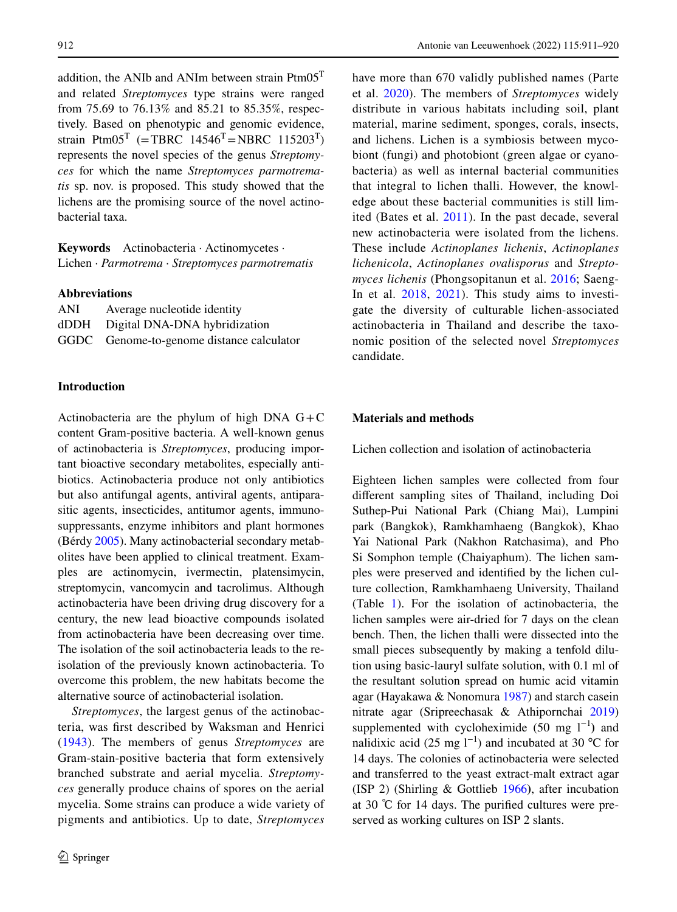addition, the ANIb and ANIm between strain Ptm05$^T$ and related *Streptomyces* type strains were ranged from 75.69 to 76.13% and 85.21 to 85.35%, respectively. Based on phenotypic and genomic evidence, strain Ptm05$^T$ (=TBRC 14546$^T$=NBRC 115203$^T$) represents the novel species of the genus *Streptomyces* for which the name *Streptomyces parmotrematis* sp. nov. is proposed. This study showed that the lichens are the promising source of the novel actinobacterial taxa.

**Keywords** Actinobacteria · Actinomycetes · Lichen · *Parmotrema* · *Streptomyces parmotrematis*

**Abbreviations**

ANI Average nucleotide identity
dDDH Digital DNA-DNA hybridization
GGDC Genome-to-genome distance calculator

## Introduction

Actinobacteria are the phylum of high DNA G+C content Gram-positive bacteria. A well-known genus of actinobacteria is *Streptomyces*, producing important bioactive secondary metabolites, especially antibiotics. Actinobacteria produce not only antibiotics but also antifungal agents, antiviral agents, antiparasitic agents, insecticides, antitumor agents, immunosuppressants, enzyme inhibitors and plant hormones (Bérdy 2005). Many actinobacterial secondary metabolites have been applied to clinical treatment. Examples are actinomycin, ivermectin, platensimycin, streptomycin, vancomycin and tacrolimus. Although actinobacteria have been driving drug discovery for a century, the new lead bioactive compounds isolated from actinobacteria have been decreasing over time. The isolation of the soil actinobacteria leads to the re-isolation of the previously known actinobacteria. To overcome this problem, the new habitats become the alternative source of actinobacterial isolation.

*Streptomyces*, the largest genus of the actinobacteria, was first described by Waksman and Henrici (1943). The members of genus *Streptomyces* are Gram-stain-positive bacteria that form extensively branched substrate and aerial mycelia. *Streptomyces* generally produce chains of spores on the aerial mycelia. Some strains can produce a wide variety of pigments and antibiotics. Up to date, *Streptomyces* have more than 670 validly published names (Parte et al. 2020). The members of *Streptomyces* widely distribute in various habitats including soil, plant material, marine sediment, sponges, corals, insects, and lichens. Lichen is a symbiosis between mycobiont (fungi) and photobiont (green algae or cyanobacteria) as well as internal bacterial communities that integral to lichen thalli. However, the knowledge about these bacterial communities is still limited (Bates et al. 2011). In the past decade, several new actinobacteria were isolated from the lichens. These include *Actinoplanes lichenis*, *Actinoplanes lichenicola*, *Actinoplanes ovalisporus* and *Streptomyces lichenis* (Phongsopitanun et al. 2016; Saeng-In et al. 2018, 2021). This study aims to investigate the diversity of culturable lichen-associated actinobacteria in Thailand and describe the taxonomic position of the selected novel *Streptomyces* candidate.

## Materials and methods

### Lichen collection and isolation of actinobacteria

Eighteen lichen samples were collected from four different sampling sites of Thailand, including Doi Suthep-Pui National Park (Chiang Mai), Lumpini park (Bangkok), Ramkhamhaeng (Bangkok), Khao Yai National Park (Nakhon Ratchasima), and Pho Si Somphon temple (Chaiyaphum). The lichen samples were preserved and identified by the lichen culture collection, Ramkhamhaeng University, Thailand (Table 1). For the isolation of actinobacteria, the lichen samples were air-dried for 7 days on the clean bench. Then, the lichen thalli were dissected into the small pieces subsequently by making a tenfold dilution using basic-lauryl sulfate solution, with 0.1 ml of the resultant solution spread on humic acid vitamin agar (Hayakawa & Nonomura 1987) and starch casein nitrate agar (Sripreechasak & Athipornchai 2019) supplemented with cycloheximide (50 mg $l^{-1}$) and nalidixic acid (25 mg $l^{-1}$) and incubated at 30 °C for 14 days. The colonies of actinobacteria were selected and transferred to the yeast extract-malt extract agar (ISP 2) (Shirling & Gottlieb 1966), after incubation at 30 °C for 14 days. The purified cultures were preserved as working cultures on ISP 2 slants.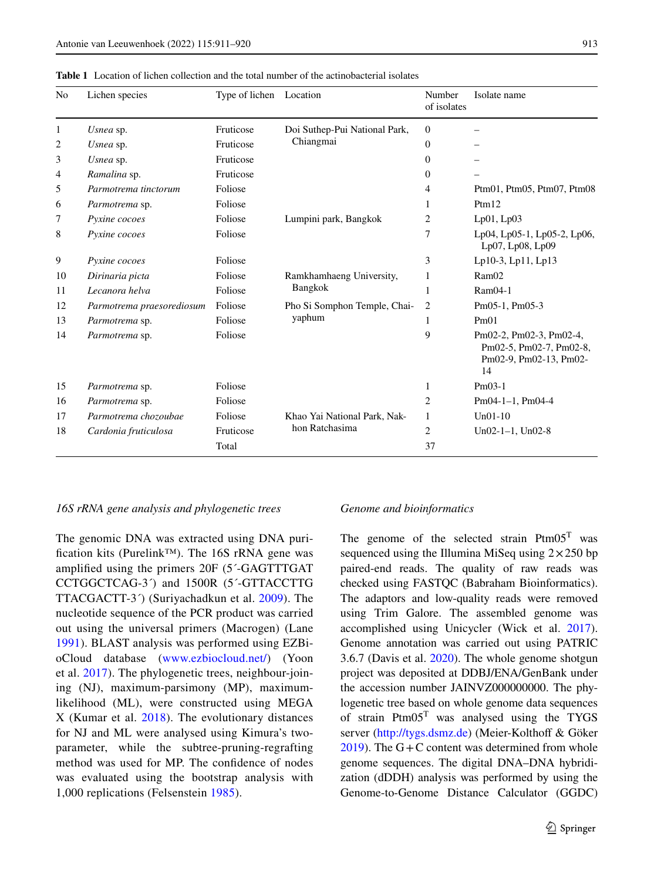**Table 1** Location of lichen collection and the total number of the actinobacterial isolates

| No | Lichen species | Type of lichen | Location | Number of isolates | Isolate name |
|---|---|---|---|---|---|
| 1 | *Usnea* sp. | Fruticose | Doi Suthep-Pui National Park, Chiangmai | 0 | – |
| 2 | *Usnea* sp. | Fruticose | | 0 | – |
| 3 | *Usnea* sp. | Fruticose | | 0 | – |
| 4 | *Ramalina* sp. | Fruticose | | 0 | – |
| 5 | *Parmotrema tinctorum* | Foliose | | 4 | Ptm01, Ptm05, Ptm07, Ptm08 |
| 6 | *Parmotrema* sp. | Foliose | | 1 | Ptm12 |
| 7 | *Pyxine cocoes* | Foliose | Lumpini park, Bangkok | 2 | Lp01, Lp03 |
| 8 | *Pyxine cocoes* | Foliose | | 7 | Lp04, Lp05-1, Lp05-2, Lp06, Lp07, Lp08, Lp09 |
| 9 | *Pyxine cocoes* | Foliose | | 3 | Lp10-3, Lp11, Lp13 |
| 10 | *Dirinaria picta* | Foliose | Ramkhamhaeng University, Bangkok | 1 | Ram02 |
| 11 | *Lecanora helva* | Foliose | | 1 | Ram04-1 |
| 12 | *Parmotrema praesorediosum* | Foliose | Pho Si Somphon Temple, Chaiyaphum | 2 | Pm05-1, Pm05-3 |
| 13 | *Parmotrema* sp. | Foliose | | 1 | Pm01 |
| 14 | *Parmotrema* sp. | Foliose | | 9 | Pm02-2, Pm02-3, Pm02-4, Pm02-5, Pm02-7, Pm02-8, Pm02-9, Pm02-13, Pm02-14 |
| 15 | *Parmotrema* sp. | Foliose | | 1 | Pm03-1 |
| 16 | *Parmotrema* sp. | Foliose | | 2 | Pm04-1–1, Pm04-4 |
| 17 | *Parmotrema chozoubae* | Foliose | Khao Yai National Park, Nakhon Ratchasima | 1 | Un01-10 |
| 18 | *Cardonia fruticulosa* | Fruticose | | 2 | Un02-1–1, Un02-8 |
| | | Total | | 37 | |

### *16S rRNA gene analysis and phylogenetic trees*

The genomic DNA was extracted using DNA purification kits (Purelink™). The 16S rRNA gene was amplified using the primers 20F (5´-GAGTTTGATCCTGGCTCAG-3´) and 1500R (5´-GTTACCTTGTTACGACTT-3´) (Suriyachadkun et al. 2009). The nucleotide sequence of the PCR product was carried out using the universal primers (Macrogen) (Lane 1991). BLAST analysis was performed using EZBioCloud database (www.ezbiocloud.net/) (Yoon et al. 2017). The phylogenetic trees, neighbour-joining (NJ), maximum-parsimony (MP), maximum-likelihood (ML), were constructed using MEGA X (Kumar et al. 2018). The evolutionary distances for NJ and ML were analysed using Kimura's two-parameter, while the subtree-pruning-regrafting method was used for MP. The confidence of nodes was evaluated using the bootstrap analysis with 1,000 replications (Felsenstein 1985).

### *Genome and bioinformatics*

The genome of the selected strain Ptm05$^T$ was sequenced using the Illumina MiSeq using $2\times250$ bp paired-end reads. The quality of raw reads was checked using FASTQC (Babraham Bioinformatics). The adaptors and low-quality reads were removed using Trim Galore. The assembled genome was accomplished using Unicycler (Wick et al. 2017). Genome annotation was carried out using PATRIC 3.6.7 (Davis et al. 2020). The whole genome shotgun project was deposited at DDBJ/ENA/GenBank under the accession number JAINVZ000000000. The phylogenetic tree based on whole genome data sequences of strain Ptm05$^T$ was analysed using the TYGS server (http://tygs.dsmz.de) (Meier-Kolthoff & Göker 2019). The G+C content was determined from whole genome sequences. The digital DNA–DNA hybridization (dDDH) analysis was performed by using the Genome-to-Genome Distance Calculator (GGDC)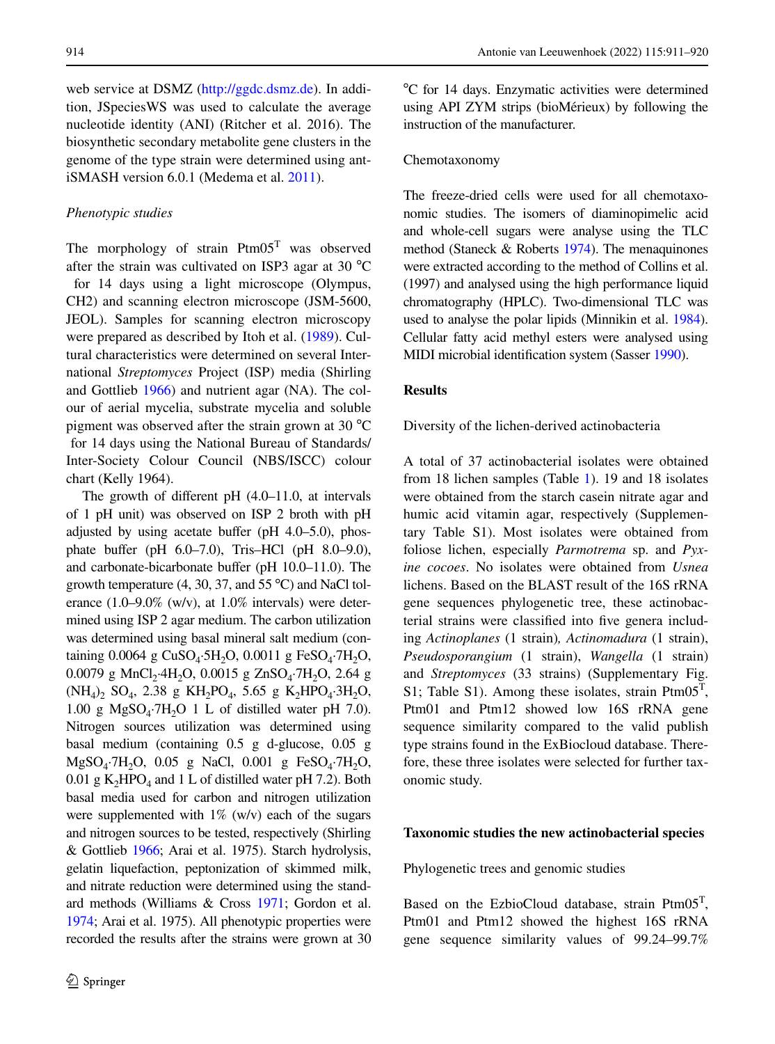web service at DSMZ (http://ggdc.dsmz.de). In addition, JSpeciesWS was used to calculate the average nucleotide identity (ANI) (Ritcher et al. 2016). The biosynthetic secondary metabolite gene clusters in the genome of the type strain were determined using antiSMASH version 6.0.1 (Medema et al. 2011).

*Phenotypic studies*

The morphology of strain Ptm05$^T$ was observed after the strain was cultivated on ISP3 agar at 30 °C for 14 days using a light microscope (Olympus, CH2) and scanning electron microscope (JSM-5600, JEOL). Samples for scanning electron microscopy were prepared as described by Itoh et al. (1989). Cultural characteristics were determined on several International *Streptomyces* Project (ISP) media (Shirling and Gottlieb 1966) and nutrient agar (NA). The colour of aerial mycelia, substrate mycelia and soluble pigment was observed after the strain grown at 30 °C for 14 days using the National Bureau of Standards/Inter-Society Colour Council (NBS/ISCC) colour chart (Kelly 1964).

The growth of different pH (4.0–11.0, at intervals of 1 pH unit) was observed on ISP 2 broth with pH adjusted by using acetate buffer (pH 4.0–5.0), phosphate buffer (pH 6.0–7.0), Tris–HCl (pH 8.0–9.0), and carbonate-bicarbonate buffer (pH 10.0–11.0). The growth temperature (4, 30, 37, and 55 °C) and NaCl tolerance (1.0–9.0% (w/v), at 1.0% intervals) were determined using ISP 2 agar medium. The carbon utilization was determined using basal mineral salt medium (containing 0.0064 g $CuSO_4 \cdot 5H_2O$, 0.0011 g $FeSO_4 \cdot 7H_2O$, 0.0079 g $MnCl_2 \cdot 4H_2O$, 0.0015 g $ZnSO_4 \cdot 7H_2O$, 2.64 g $(NH_4)_2 SO_4$, 2.38 g $KH_2PO_4$, 5.65 g $K_2HPO_4 \cdot 3H_2O$, 1.00 g $MgSO_4 \cdot 7H_2O$ 1 L of distilled water pH 7.0). Nitrogen sources utilization was determined using basal medium (containing 0.5 g d-glucose, 0.05 g $MgSO_4 \cdot 7H_2O$, 0.05 g NaCl, 0.001 g $FeSO_4 \cdot 7H_2O$, 0.01 g $K_2HPO_4$ and 1 L of distilled water pH 7.2). Both basal media used for carbon and nitrogen utilization were supplemented with 1% (w/v) each of the sugars and nitrogen sources to be tested, respectively (Shirling & Gottlieb 1966; Arai et al. 1975). Starch hydrolysis, gelatin liquefaction, peptonization of skimmed milk, and nitrate reduction were determined using the standard methods (Williams & Cross 1971; Gordon et al. 1974; Arai et al. 1975). All phenotypic properties were recorded the results after the strains were grown at 30 °C for 14 days. Enzymatic activities were determined using API ZYM strips (bioMérieux) by following the instruction of the manufacturer.

Chemotaxonomy

The freeze-dried cells were used for all chemotaxonomic studies. The isomers of diaminopimelic acid and whole-cell sugars were analyse using the TLC method (Staneck & Roberts 1974). The menaquinones were extracted according to the method of Collins et al. (1997) and analysed using the high performance liquid chromatography (HPLC). Two-dimensional TLC was used to analyse the polar lipids (Minnikin et al. 1984). Cellular fatty acid methyl esters were analysed using MIDI microbial identification system (Sasser 1990).

## Results

Diversity of the lichen-derived actinobacteria

A total of 37 actinobacterial isolates were obtained from 18 lichen samples (Table 1). 19 and 18 isolates were obtained from the starch casein nitrate agar and humic acid vitamin agar, respectively (Supplementary Table S1). Most isolates were obtained from foliose lichen, especially *Parmotrema* sp. and *Pyxine cocoes*. No isolates were obtained from *Usnea* lichens. Based on the BLAST result of the 16S rRNA gene sequences phylogenetic tree, these actinobacterial strains were classified into five genera including *Actinoplanes* (1 strain), *Actinomadura* (1 strain), *Pseudosporangium* (1 strain), *Wangella* (1 strain) and *Streptomyces* (33 strains) (Supplementary Fig. S1; Table S1). Among these isolates, strain Ptm05$^T$, Ptm01 and Ptm12 showed low 16S rRNA gene sequence similarity compared to the valid publish type strains found in the ExBiocloud database. Therefore, these three isolates were selected for further taxonomic study.

### Taxonomic studies the new actinobacterial species

Phylogenetic trees and genomic studies

Based on the EzbioCloud database, strain Ptm05$^T$, Ptm01 and Ptm12 showed the highest 16S rRNA gene sequence similarity values of 99.24–99.7%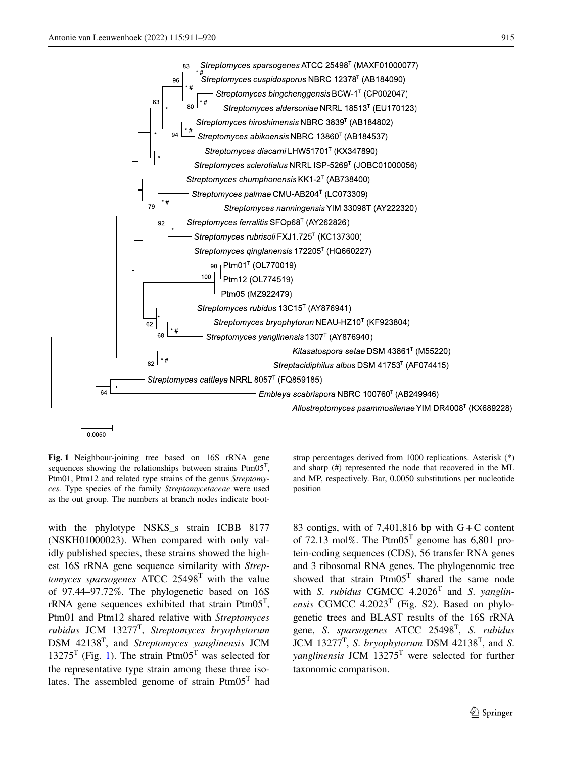Fig. 1 Neighbour-joining tree based on 16S rRNA gene sequences showing the relationships between strains Ptm05$^{T}$, Ptm01, Ptm12 and related type strains of the genus *Streptomyces.* Type species of the family *Streptomycetaceae* were used as the out group. The numbers at branch nodes indicate bootstrap percentages derived from 1000 replications. Asterisk (*) and sharp (#) represented the node that recovered in the ML and MP, respectively. Bar, 0.0050 substitutions per nucleotide position

with the phylotype NSKS_s strain ICBB 8177 (NSKH01000023). When compared with only validly published species, these strains showed the highest 16S rRNA gene sequence similarity with *Streptomyces sparsogenes* ATCC 25498$^{T}$ with the value of 97.44–97.72%. The phylogenetic based on 16S rRNA gene sequences exhibited that strain Ptm05$^{T}$, Ptm01 and Ptm12 shared relative with *Streptomyces rubidus* JCM 13277$^{T}$, *Streptomyces bryophytorum* DSM 42138$^{T}$, and *Streptomyces yanglinensis* JCM 13275$^{T}$ (Fig. 1). The strain Ptm05$^{T}$ was selected for the representative type strain among these three isolates. The assembled genome of strain Ptm05$^{T}$ had 83 contigs, with of 7,401,816 bp with G + C content of 72.13 mol%. The Ptm05$^{T}$ genome has 6,801 protein-coding sequences (CDS), 56 transfer RNA genes and 3 ribosomal RNA genes. The phylogenomic tree showed that strain Ptm05$^{T}$ shared the same node with *S. rubidus* CGMCC 4.2026$^{T}$ and *S. yanglinensis* CGMCC 4.2023$^{T}$ (Fig. S2). Based on phylogenetic trees and BLAST results of the 16S rRNA gene, *S. sparsogenes* ATCC 25498$^{T}$, *S. rubidus* JCM 13277$^{T}$, *S. bryophytorum* DSM 42138$^{T}$, and *S. yanglinensis* JCM 13275$^{T}$ were selected for further taxonomic comparison.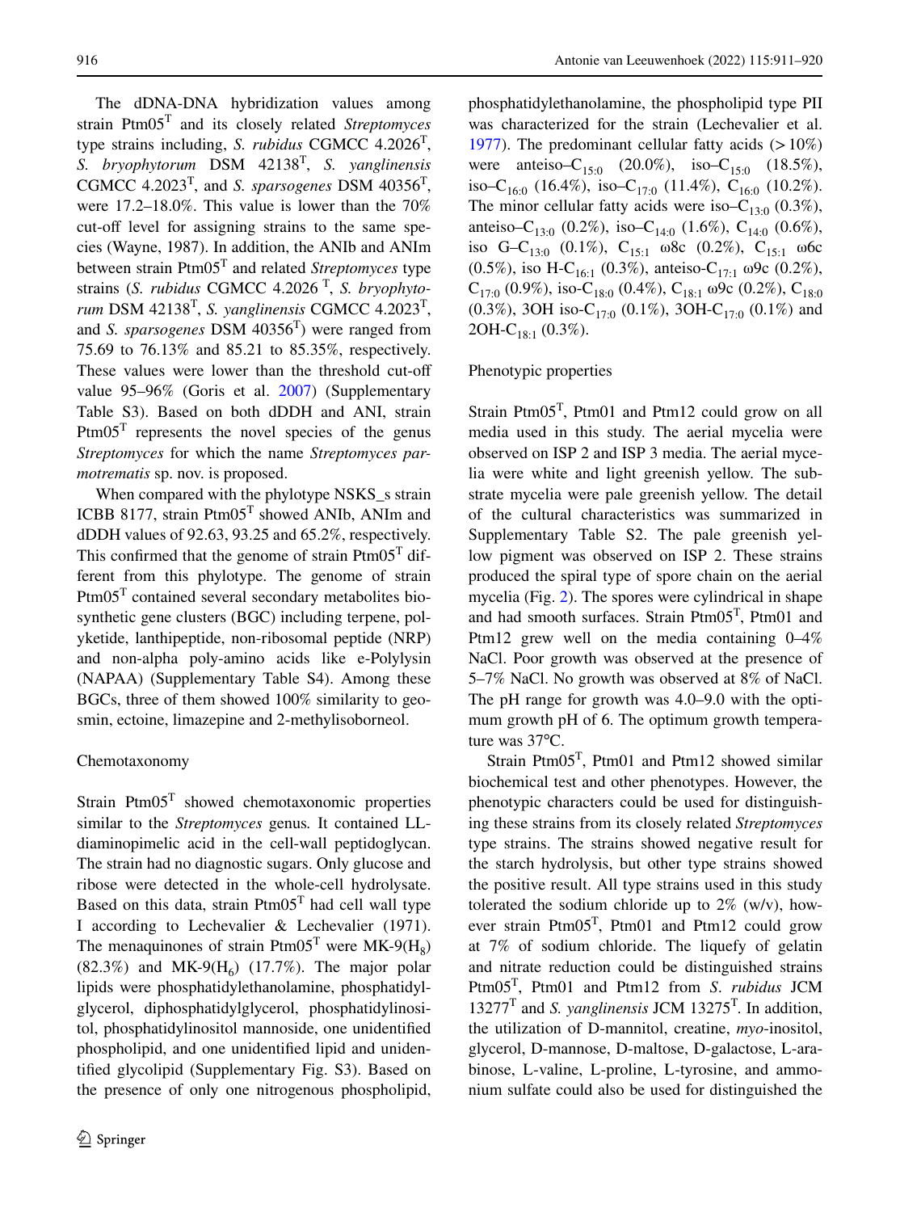The dDNA-DNA hybridization values among strain Ptm05$^T$ and its closely related *Streptomyces* type strains including, *S. rubidus* CGMCC 4.2026$^T$, *S. bryophytorum* DSM 42138$^T$, *S. yanglinensis* CGMCC 4.2023$^T$, and *S. sparsogenes* DSM 40356$^T$, were 17.2–18.0%. This value is lower than the 70% cut-off level for assigning strains to the same species (Wayne, 1987). In addition, the ANIb and ANIm between strain Ptm05$^T$ and related *Streptomyces* type strains (*S. rubidus* CGMCC 4.2026 $^T$, *S. bryophytorum* DSM 42138$^T$, *S. yanglinensis* CGMCC 4.2023$^T$, and *S. sparsogenes* DSM 40356$^T$) were ranged from 75.69 to 76.13% and 85.21 to 85.35%, respectively. These values were lower than the threshold cut-off value 95–96% (Goris et al. 2007) (Supplementary Table S3). Based on both dDDH and ANI, strain Ptm05$^T$ represents the novel species of the genus *Streptomyces* for which the name *Streptomyces parmotrematis* sp. nov. is proposed.

When compared with the phylotype NSKS_s strain ICBB 8177, strain Ptm05$^T$ showed ANIb, ANIm and dDDH values of 92.63, 93.25 and 65.2%, respectively. This confirmed that the genome of strain Ptm05$^T$ different from this phylotype. The genome of strain Ptm05$^T$ contained several secondary metabolites biosynthetic gene clusters (BGC) including terpene, polyketide, lanthipeptide, non-ribosomal peptide (NRP) and non-alpha poly-amino acids like e-Polylysin (NAPAA) (Supplementary Table S4). Among these BGCs, three of them showed 100% similarity to geosmin, ectoine, limazepine and 2-methylisoborneol.

## Chemotaxonomy

Strain Ptm05$^T$ showed chemotaxonomic properties similar to the *Streptomyces* genus. It contained LL-diaminopimelic acid in the cell-wall peptidoglycan. The strain had no diagnostic sugars. Only glucose and ribose were detected in the whole-cell hydrolysate. Based on this data, strain Ptm05$^T$ had cell wall type I according to Lechevalier & Lechevalier (1971). The menaquinones of strain Ptm05$^T$ were MK-9($H_8$) (82.3%) and MK-9($H_6$) (17.7%). The major polar lipids were phosphatidylethanolamine, phosphatidylglycerol, diphosphatidylglycerol, phosphatidylinositol, phosphatidylinositol mannoside, one unidentified phospholipid, and one unidentified lipid and unidentified glycolipid (Supplementary Fig. S3). Based on the presence of only one nitrogenous phospholipid, phosphatidylethanolamine, the phospholipid type PII was characterized for the strain (Lechevalier et al. 1977). The predominant cellular fatty acids (> 10%) were anteiso–$C_{15:0}$ (20.0%), iso–$C_{15:0}$ (18.5%), iso–$C_{16:0}$ (16.4%), iso–$C_{17:0}$ (11.4%), $C_{16:0}$ (10.2%). The minor cellular fatty acids were iso–$C_{13:0}$ (0.3%), anteiso–$C_{13:0}$ (0.2%), iso–$C_{14:0}$ (1.6%), $C_{14:0}$ (0.6%), iso G–$C_{13:0}$ (0.1%), $C_{15:1}$ ω8c (0.2%), $C_{15:1}$ ω6c (0.5%), iso H-$C_{16:1}$ (0.3%), anteiso-$C_{17:1}$ ω9c (0.2%), $C_{17:0}$ (0.9%), iso-$C_{18:0}$ (0.4%), $C_{18:1}$ ω9c (0.2%), $C_{18:0}$ (0.3%), 3OH iso-$C_{17:0}$ (0.1%), 3OH-$C_{17:0}$ (0.1%) and 2OH-$C_{18:1}$ (0.3%).

## Phenotypic properties

Strain Ptm05$^T$, Ptm01 and Ptm12 could grow on all media used in this study. The aerial mycelia were observed on ISP 2 and ISP 3 media. The aerial mycelia were white and light greenish yellow. The substrate mycelia were pale greenish yellow. The detail of the cultural characteristics was summarized in Supplementary Table S2. The pale greenish yellow pigment was observed on ISP 2. These strains produced the spiral type of spore chain on the aerial mycelia (Fig. 2). The spores were cylindrical in shape and had smooth surfaces. Strain Ptm05$^T$, Ptm01 and Ptm12 grew well on the media containing 0–4% NaCl. Poor growth was observed at the presence of 5–7% NaCl. No growth was observed at 8% of NaCl. The pH range for growth was 4.0–9.0 with the optimum growth pH of 6. The optimum growth temperature was 37°C.

Strain Ptm05$^T$, Ptm01 and Ptm12 showed similar biochemical test and other phenotypes. However, the phenotypic characters could be used for distinguishing these strains from its closely related *Streptomyces* type strains. The strains showed negative result for the starch hydrolysis, but other type strains showed the positive result. All type strains used in this study tolerated the sodium chloride up to 2% (w/v), however strain Ptm05$^T$, Ptm01 and Ptm12 could grow at 7% of sodium chloride. The liquefy of gelatin and nitrate reduction could be distinguished strains Ptm05$^T$, Ptm01 and Ptm12 from *S. rubidus* JCM 13277$^T$ and *S. yanglinensis* JCM 13275$^T$. In addition, the utilization of D-mannitol, creatine, *myo*-inositol, glycerol, D-mannose, D-maltose, D-galactose, L-arabinose, L-valine, L-proline, L-tyrosine, and ammonium sulfate could also be used for distinguished the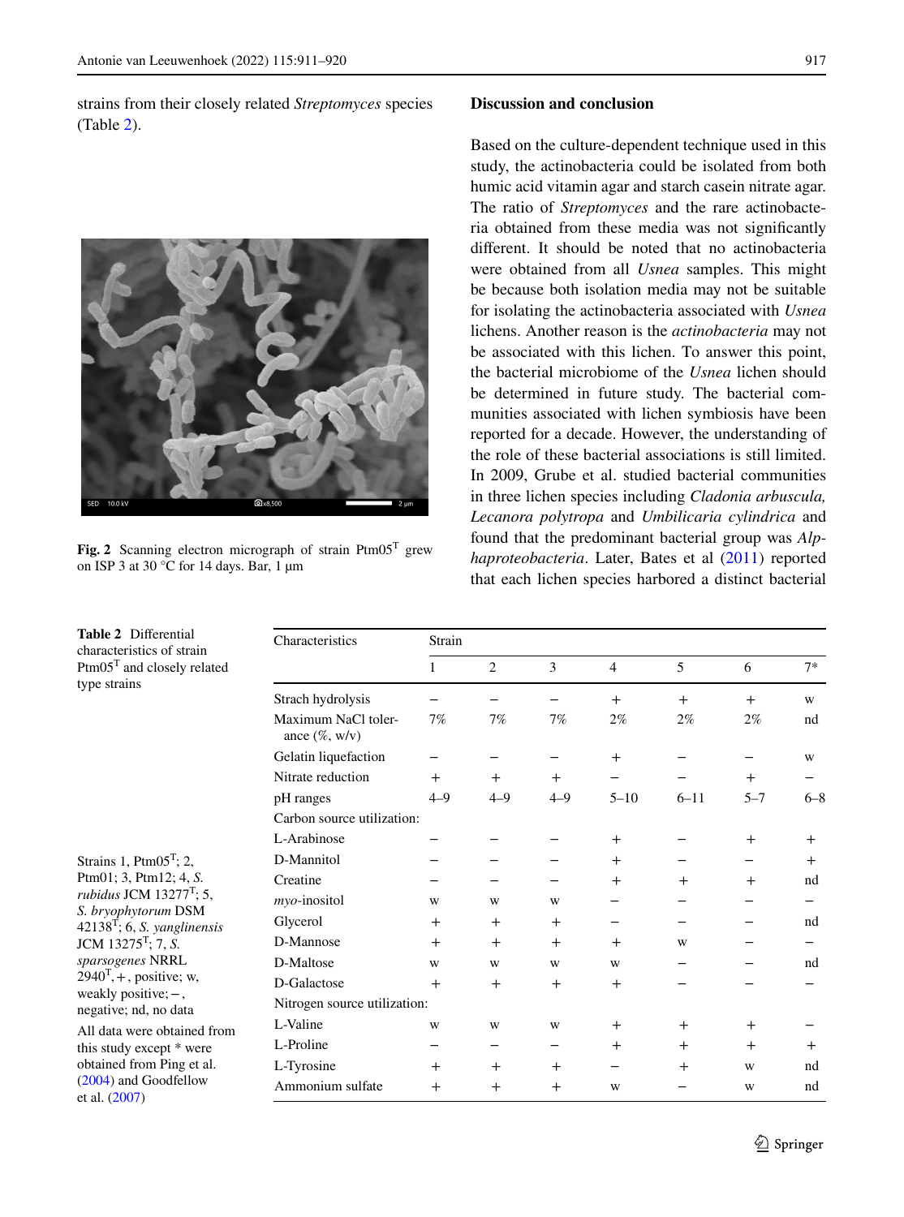strains from their closely related *Streptomyces* species (Table 2).

**Fig. 2** Scanning electron micrograph of strain Ptm05[T] grew on ISP 3 at 30 °C for 14 days. Bar, 1 µm

## Discussion and conclusion

Based on the culture-dependent technique used in this study, the actinobacteria could be isolated from both humic acid vitamin agar and starch casein nitrate agar. The ratio of *Streptomyces* and the rare actinobacteria obtained from these media was not significantly different. It should be noted that no actinobacteria were obtained from all *Usnea* samples. This might be because both isolation media may not be suitable for isolating the actinobacteria associated with *Usnea* lichens. Another reason is the *actinobacteria* may not be associated with this lichen. To answer this point, the bacterial microbiome of the *Usnea* lichen should be determined in future study. The bacterial communities associated with lichen symbiosis have been reported for a decade. However, the understanding of the role of these bacterial associations is still limited. In 2009, Grube et al. studied bacterial communities in three lichen species including *Cladonia arbuscula, Lecanora polytropa* and *Umbilicaria cylindrica* and found that the predominant bacterial group was *Alphaproteobacteria*. Later, Bates et al (2011) reported that each lichen species harbored a distinct bacterial

**Table 2** Differential characteristics of strain Ptm05[T] and closely related type strains

| Characteristics | Strain | | | | | | |
|---|---|---|---|---|---|---|---|
| | 1 | 2 | 3 | 4 | 5 | 6 | 7* |
| Strach hydrolysis | – | – | – | + | + | + | w |
| Maximum NaCl tolerance (%, w/v) | 7% | 7% | 7% | 2% | 2% | 2% | nd |
| Gelatin liquefaction | – | – | – | + | – | – | w |
| Nitrate reduction | + | + | + | – | – | + | – |
| pH ranges | 4–9 | 4–9 | 4–9 | 5–10 | 6–11 | 5–7 | 6–8 |
| Carbon source utilization: | | | | | | | |
| L-Arabinose | – | – | – | + | – | + | + |
| D-Mannitol | – | – | – | + | – | – | + |
| Creatine | – | – | – | + | + | + | nd |
| *myo*-inositol | w | w | w | – | – | – | – |
| Glycerol | + | + | + | – | – | – | nd |
| D-Mannose | + | + | + | + | w | – | – |
| D-Maltose | w | w | w | w | – | – | nd |
| D-Galactose | + | + | + | + | – | – | – |
| Nitrogen source utilization: | | | | | | | |
| L-Valine | w | w | w | + | + | + | – |
| L-Proline | – | – | – | + | + | + | + |
| L-Tyrosine | + | + | + | – | + | w | nd |
| Ammonium sulfate | + | + | + | w | – | w | nd |

Strains 1, Ptm05[T]; 2, Ptm01; 3, Ptm12; 4, *S. rubidus* JCM 13277[T]; 5, *S. bryophytorum* DSM 42138[T]; 6, *S. yanglinensis* JCM 13275[T]; 7, *S. sparsogenes* NRRL 2940[T], +, positive; w, weakly positive; –, negative; nd, no data

All data were obtained from this study except * were obtained from Ping et al. (2004) and Goodfellow et al. (2007)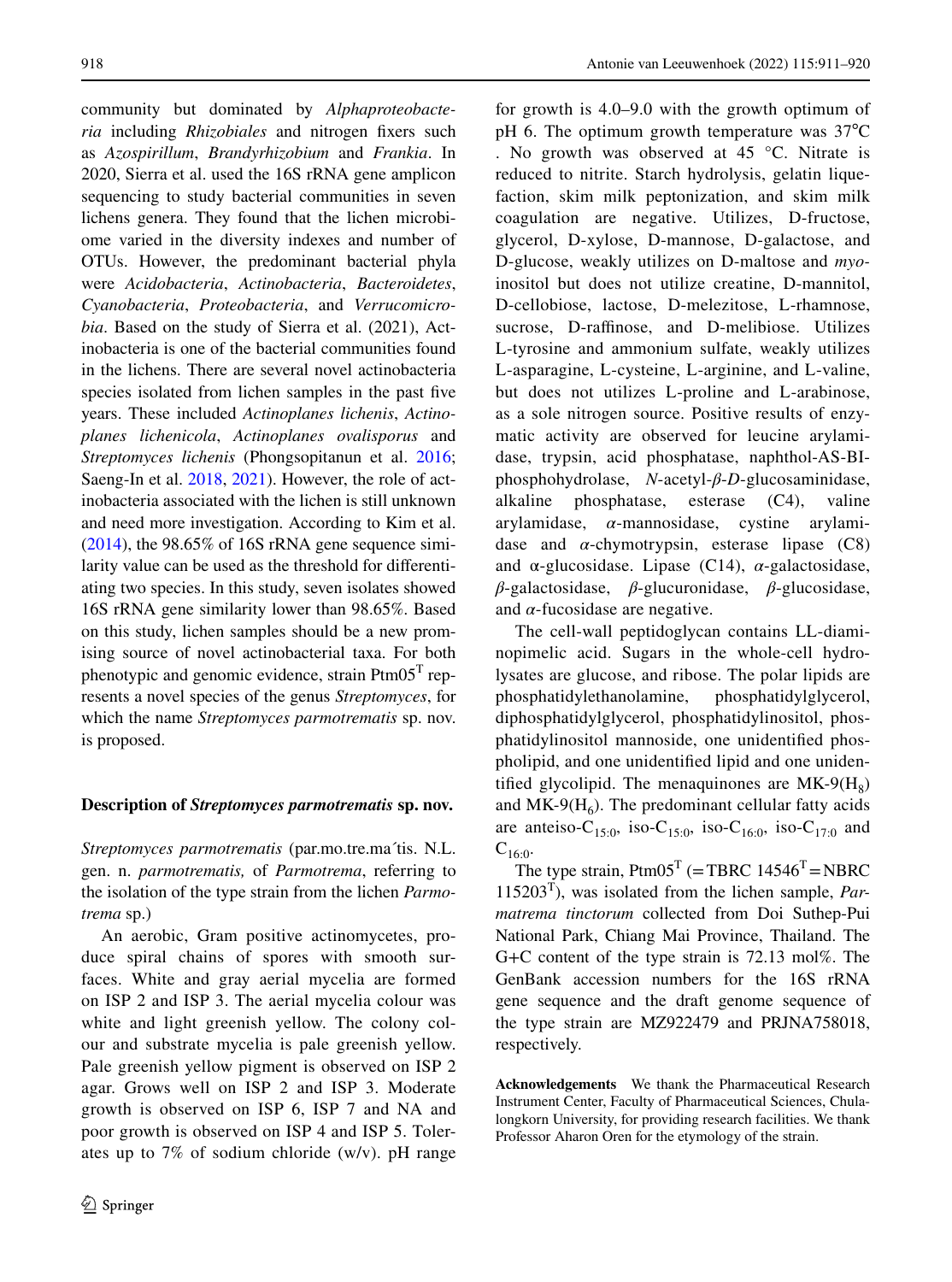community but dominated by *Alphaproteobacteria* including *Rhizobiales* and nitrogen fixers such as *Azospirillum*, *Brandyrhizobium* and *Frankia*. In 2020, Sierra et al. used the 16S rRNA gene amplicon sequencing to study bacterial communities in seven lichens genera. They found that the lichen microbiome varied in the diversity indexes and number of OTUs. However, the predominant bacterial phyla were *Acidobacteria*, *Actinobacteria*, *Bacteroidetes*, *Cyanobacteria*, *Proteobacteria*, and *Verrucomicrobia*. Based on the study of Sierra et al. (2021), Actinobacteria is one of the bacterial communities found in the lichens. There are several novel actinobacteria species isolated from lichen samples in the past five years. These included *Actinoplanes lichenis*, *Actinoplanes lichenicola*, *Actinoplanes ovalisporus* and *Streptomyces lichenis* (Phongsopitanun et al. 2016; Saeng-In et al. 2018, 2021). However, the role of actinobacteria associated with the lichen is still unknown and need more investigation. According to Kim et al. (2014), the 98.65% of 16S rRNA gene sequence similarity value can be used as the threshold for differentiating two species. In this study, seven isolates showed 16S rRNA gene similarity lower than 98.65%. Based on this study, lichen samples should be a new promising source of novel actinobacterial taxa. For both phenotypic and genomic evidence, strain Ptm05$^{T}$ represents a novel species of the genus *Streptomyces*, for which the name *Streptomyces parmotrematis* sp. nov. is proposed.

## Description of *Streptomyces parmotrematis* sp. nov.

*Streptomyces parmotrematis* (par.mo.tre.ma´tis. N.L. gen. n. *parmotrematis,* of *Parmotrema*, referring to the isolation of the type strain from the lichen *Parmotrema* sp.)

An aerobic, Gram positive actinomycetes, produce spiral chains of spores with smooth surfaces. White and gray aerial mycelia are formed on ISP 2 and ISP 3. The aerial mycelia colour was white and light greenish yellow. The colony colour and substrate mycelia is pale greenish yellow. Pale greenish yellow pigment is observed on ISP 2 agar. Grows well on ISP 2 and ISP 3. Moderate growth is observed on ISP 6, ISP 7 and NA and poor growth is observed on ISP 4 and ISP 5. Tolerates up to 7% of sodium chloride (w/v). pH range for growth is 4.0–9.0 with the growth optimum of pH 6. The optimum growth temperature was 37°C . No growth was observed at 45 °C. Nitrate is reduced to nitrite. Starch hydrolysis, gelatin liquefaction, skim milk peptonization, and skim milk coagulation are negative. Utilizes, D-fructose, glycerol, D-xylose, D-mannose, D-galactose, and D-glucose, weakly utilizes on D-maltose and *myo*-inositol but does not utilize creatine, D-mannitol, D-cellobiose, lactose, D-melezitose, L-rhamnose, sucrose, D-raffinose, and D-melibiose. Utilizes L-tyrosine and ammonium sulfate, weakly utilizes L-asparagine, L-cysteine, L-arginine, and L-valine, but does not utilizes L-proline and L-arabinose, as a sole nitrogen source. Positive results of enzymatic activity are observed for leucine arylamidase, trypsin, acid phosphatase, naphthol-AS-BI-phosphohydrolase, *N*-acetyl-*β*-*D*-glucosaminidase, alkaline phosphatase, esterase (C4), valine arylamidase, *α*-mannosidase, cystine arylamidase and *α*-chymotrypsin, esterase lipase (C8) and α-glucosidase. Lipase (C14), *α*-galactosidase, *β*-galactosidase, *β*-glucuronidase, *β*-glucosidase, and *α*-fucosidase are negative.

The cell-wall peptidoglycan contains LL-diaminopimelic acid. Sugars in the whole-cell hydrolysates are glucose, and ribose. The polar lipids are phosphatidylethanolamine, phosphatidylglycerol, diphosphatidylglycerol, phosphatidylinositol, phosphatidylinositol mannoside, one unidentified phospholipid, and one unidentified lipid and one unidentified glycolipid. The menaquinones are MK-9($H_8$) and MK-9($H_6$). The predominant cellular fatty acids are anteiso-$C_{15:0}$, iso-$C_{15:0}$, iso-$C_{16:0}$, iso-$C_{17:0}$ and $C_{16:0}$.

The type strain, Ptm05$^{T}$ (= TBRC 14546$^{T}$ = NBRC 115203$^{T}$), was isolated from the lichen sample, *Parmatrema tinctorum* collected from Doi Suthep-Pui National Park, Chiang Mai Province, Thailand. The G+C content of the type strain is 72.13 mol%. The GenBank accession numbers for the 16S rRNA gene sequence and the draft genome sequence of the type strain are MZ922479 and PRJNA758018, respectively.

**Acknowledgements** We thank the Pharmaceutical Research Instrument Center, Faculty of Pharmaceutical Sciences, Chulalongkorn University, for providing research facilities. We thank Professor Aharon Oren for the etymology of the strain.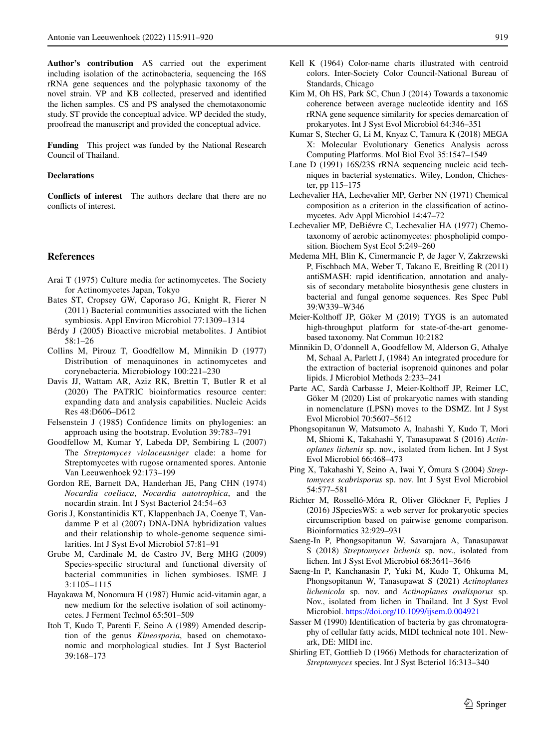**Author's contribution** AS carried out the experiment including isolation of the actinobacteria, sequencing the 16S rRNA gene sequences and the polyphasic taxonomy of the novel strain. VP and KB collected, preserved and identified the lichen samples. CS and PS analysed the chemotaxonomic study. ST provide the conceptual advice. WP decided the study, proofread the manuscript and provided the conceptual advice.

**Funding** This project was funded by the National Research Council of Thailand.

**Declarations**

**Conflicts of interest** The authors declare that there are no conflicts of interest.

## References

Arai T (1975) Culture media for actinomycetes. The Society for Actinomycetes Japan, Tokyo

Bates ST, Cropsey GW, Caporaso JG, Knight R, Fierer N (2011) Bacterial communities associated with the lichen symbiosis. Appl Environ Microbiol 77:1309–1314

Bérdy J (2005) Bioactive microbial metabolites. J Antibiot 58:1–26

Collins M, Pirouz T, Goodfellow M, Minnikin D (1977) Distribution of menaquinones in actinomycetes and corynebacteria. Microbiology 100:221–230

Davis JJ, Wattam AR, Aziz RK, Brettin T, Butler R et al (2020) The PATRIC bioinformatics resource center: expanding data and analysis capabilities. Nucleic Acids Res 48:D606–D612

Felsenstein J (1985) Confidence limits on phylogenies: an approach using the bootstrap. Evolution 39:783–791

Goodfellow M, Kumar Y, Labeda DP, Sembiring L (2007) The *Streptomyces violaceusniger* clade: a home for Streptomycetes with rugose ornamented spores. Antonie Van Leeuwenhoek 92:173–199

Gordon RE, Barnett DA, Handerhan JE, Pang CHN (1974) *Nocardia coeliaca*, *Nocardia autotrophica*, and the nocardin strain. Int J Syst Bacteriol 24:54–63

Goris J, Konstantinidis KT, Klappenbach JA, Coenye T, Vandamme P et al (2007) DNA-DNA hybridization values and their relationship to whole-genome sequence similarities. Int J Syst Evol Microbiol 57:81–91

Grube M, Cardinale M, de Castro JV, Berg MHG (2009) Species-specific structural and functional diversity of bacterial communities in lichen symbioses. ISME J 3:1105–1115

Hayakawa M, Nonomura H (1987) Humic acid-vitamin agar, a new medium for the selective isolation of soil actinomycetes. J Ferment Technol 65:501–509

Itoh T, Kudo T, Parenti F, Seino A (1989) Amended description of the genus *Kineosporia*, based on chemotaxonomic and morphological studies. Int J Syst Bacteriol 39:168–173

Kell K (1964) Color-name charts illustrated with centroid colors. Inter-Society Color Council-National Bureau of Standards, Chicago

Kim M, Oh HS, Park SC, Chun J (2014) Towards a taxonomic coherence between average nucleotide identity and 16S rRNA gene sequence similarity for species demarcation of prokaryotes. Int J Syst Evol Microbiol 64:346–351

Kumar S, Stecher G, Li M, Knyaz C, Tamura K (2018) MEGA X: Molecular Evolutionary Genetics Analysis across Computing Platforms. Mol Biol Evol 35:1547–1549

Lane D (1991) 16S/23S rRNA sequencing nucleic acid techniques in bacterial systematics. Wiley, London, Chichester, pp 115–175

Lechevalier HA, Lechevalier MP, Gerber NN (1971) Chemical composition as a criterion in the classification of actinomycetes. Adv Appl Microbiol 14:47–72

Lechevalier MP, DeBiévre C, Lechevalier HA (1977) Chemotaxonomy of aerobic actinomycetes: phospholipid composition. Biochem Syst Ecol 5:249–260

Medema MH, Blin K, Cimermancic P, de Jager V, Zakrzewski P, Fischbach MA, Weber T, Takano E, Breitling R (2011) antiSMASH: rapid identification, annotation and analysis of secondary metabolite biosynthesis gene clusters in bacterial and fungal genome sequences. Res Spec Publ 39:W339–W346

Meier-Kolthoff JP, Göker M (2019) TYGS is an automated high-throughput platform for state-of-the-art genome-based taxonomy. Nat Commun 10:2182

Minnikin D, O'donnell A, Goodfellow M, Alderson G, Athalye M, Schaal A, Parlett J, (1984) An integrated procedure for the extraction of bacterial isoprenoid quinones and polar lipids. J Microbiol Methods 2:233–241

Parte AC, Sardà Carbasse J, Meier-Kolthoff JP, Reimer LC, Göker M (2020) List of prokaryotic names with standing in nomenclature (LPSN) moves to the DSMZ. Int J Syst Evol Microbiol 70:5607–5612

Phongsopitanun W, Matsumoto A, Inahashi Y, Kudo T, Mori M, Shiomi K, Takahashi Y, Tanasupawat S (2016) *Actinoplanes lichenis* sp. nov., isolated from lichen. Int J Syst Evol Microbiol 66:468–473

Ping X, Takahashi Y, Seino A, Iwai Y, Ōmura S (2004) *Streptomyces scabrisporus* sp. nov. Int J Syst Evol Microbiol 54:577–581

Richter M, Rosselló-Móra R, Oliver Glöckner F, Peplies J (2016) JSpeciesWS: a web server for prokaryotic species circumscription based on pairwise genome comparison. Bioinformatics 32:929–931

Saeng-In P, Phongsopitanun W, Savarajara A, Tanasupawat S (2018) *Streptomyces lichenis* sp. nov., isolated from lichen. Int J Syst Evol Microbiol 68:3641–3646

Saeng-In P, Kanchanasin P, Yuki M, Kudo T, Ohkuma M, Phongsopitanun W, Tanasupawat S (2021) *Actinoplanes lichenicola* sp. nov. and *Actinoplanes ovalisporus* sp. Nov., isolated from lichen in Thailand. Int J Syst Evol Microbiol. https://doi.org/10.1099/ijsem.0.004921

Sasser M (1990) Identification of bacteria by gas chromatography of cellular fatty acids, MIDI technical note 101. Newark, DE: MIDI inc.

Shirling ET, Gottlieb D (1966) Methods for characterization of *Streptomyces* species. Int J Syst Bcteriol 16:313–340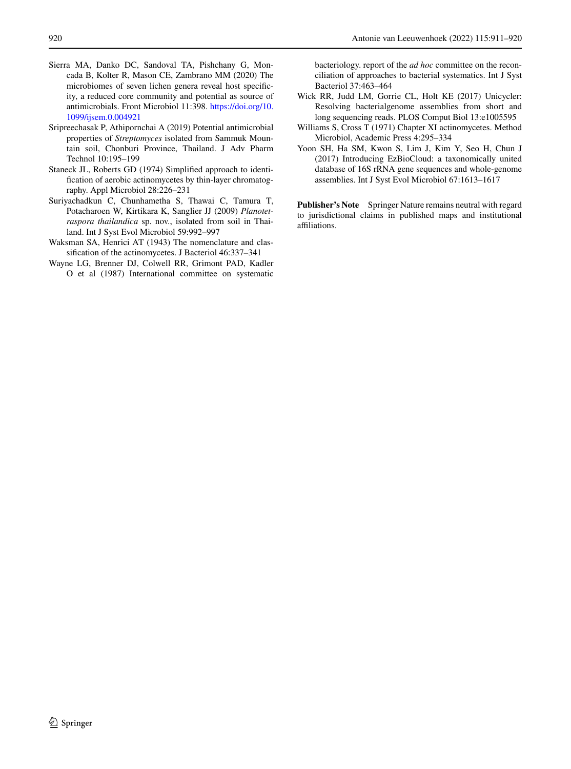Sierra MA, Danko DC, Sandoval TA, Pishchany G, Moncada B, Kolter R, Mason CE, Zambrano MM (2020) The microbiomes of seven lichen genera reveal host specificity, a reduced core community and potential as source of antimicrobials. Front Microbiol 11:398. https://doi.org/10.1099/ijsem.0.004921

Sripreechasak P, Athipornchai A (2019) Potential antimicrobial properties of *Streptomyces* isolated from Sammuk Mountain soil, Chonburi Province, Thailand. J Adv Pharm Technol 10:195–199

Staneck JL, Roberts GD (1974) Simplified approach to identification of aerobic actinomycetes by thin-layer chromatography. Appl Microbiol 28:226–231

Suriyachadkun C, Chunhametha S, Thawai C, Tamura T, Potacharoen W, Kirtikara K, Sanglier JJ (2009) *Planotetraspora thailandica* sp. nov., isolated from soil in Thailand. Int J Syst Evol Microbiol 59:992–997

Waksman SA, Henrici AT (1943) The nomenclature and classification of the actinomycetes. J Bacteriol 46:337–341

Wayne LG, Brenner DJ, Colwell RR, Grimont PAD, Kadler O et al (1987) International committee on systematic bacteriology. report of the *ad hoc* committee on the reconciliation of approaches to bacterial systematics. Int J Syst Bacteriol 37:463–464

Wick RR, Judd LM, Gorrie CL, Holt KE (2017) Unicycler: Resolving bacterialgenome assemblies from short and long sequencing reads. PLOS Comput Biol 13:e1005595

Williams S, Cross T (1971) Chapter XI actinomycetes. Method Microbiol, Academic Press 4:295–334

Yoon SH, Ha SM, Kwon S, Lim J, Kim Y, Seo H, Chun J (2017) Introducing EzBioCloud: a taxonomically united database of 16S rRNA gene sequences and whole-genome assemblies. Int J Syst Evol Microbiol 67:1613–1617

**Publisher's Note** Springer Nature remains neutral with regard to jurisdictional claims in published maps and institutional affiliations.